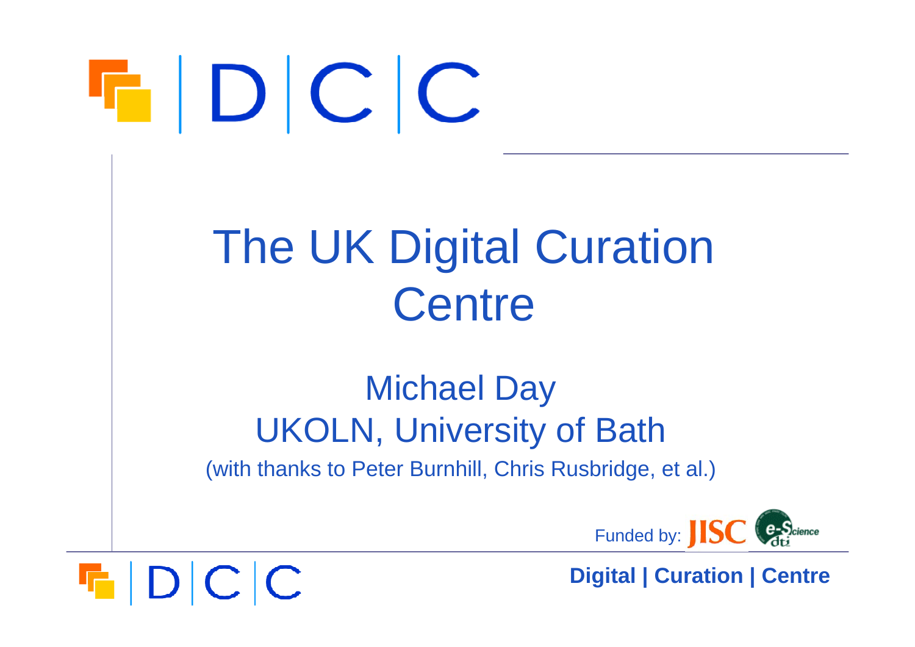# The UK Digital Curation Centre

## Michael Day
## UKOLN, University of Bath

(with thanks to Peter Burnhill, Chris Rusbridge, et al.)

Funded by: JISC e-Science dti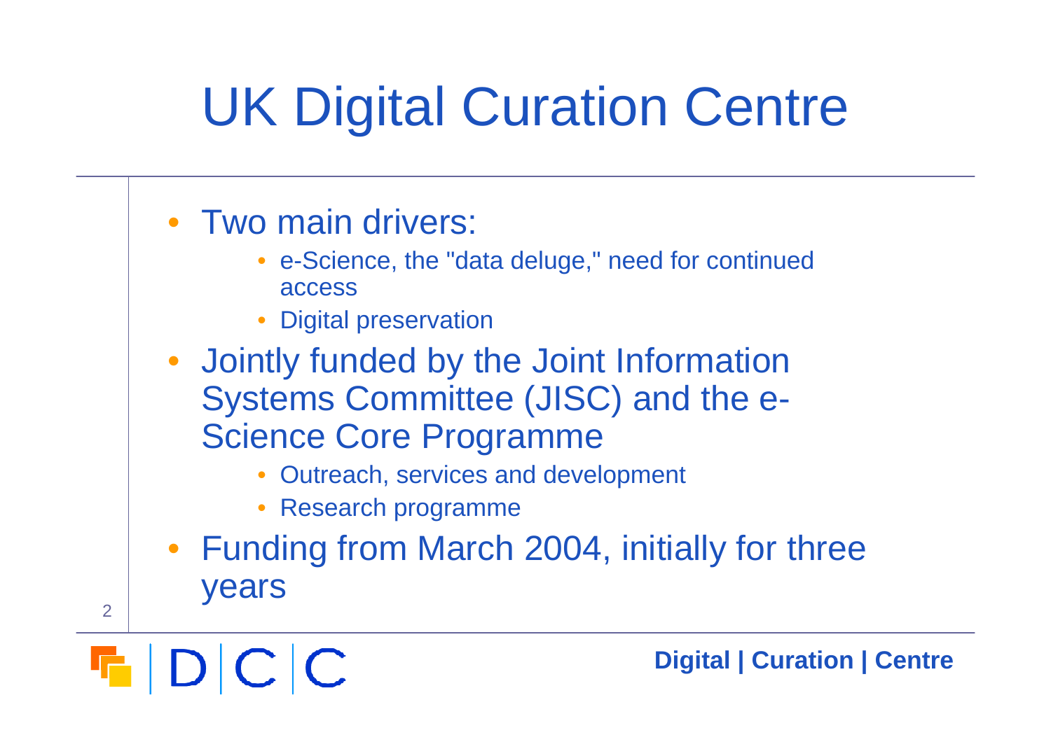# UK Digital Curation Centre

- Two main drivers:
  - e-Science, the "data deluge," need for continued access
  - Digital preservation
- Jointly funded by the Joint Information Systems Committee (JISC) and the e-Science Core Programme
  - Outreach, services and development
  - Research programme
- Funding from March 2004, initially for three years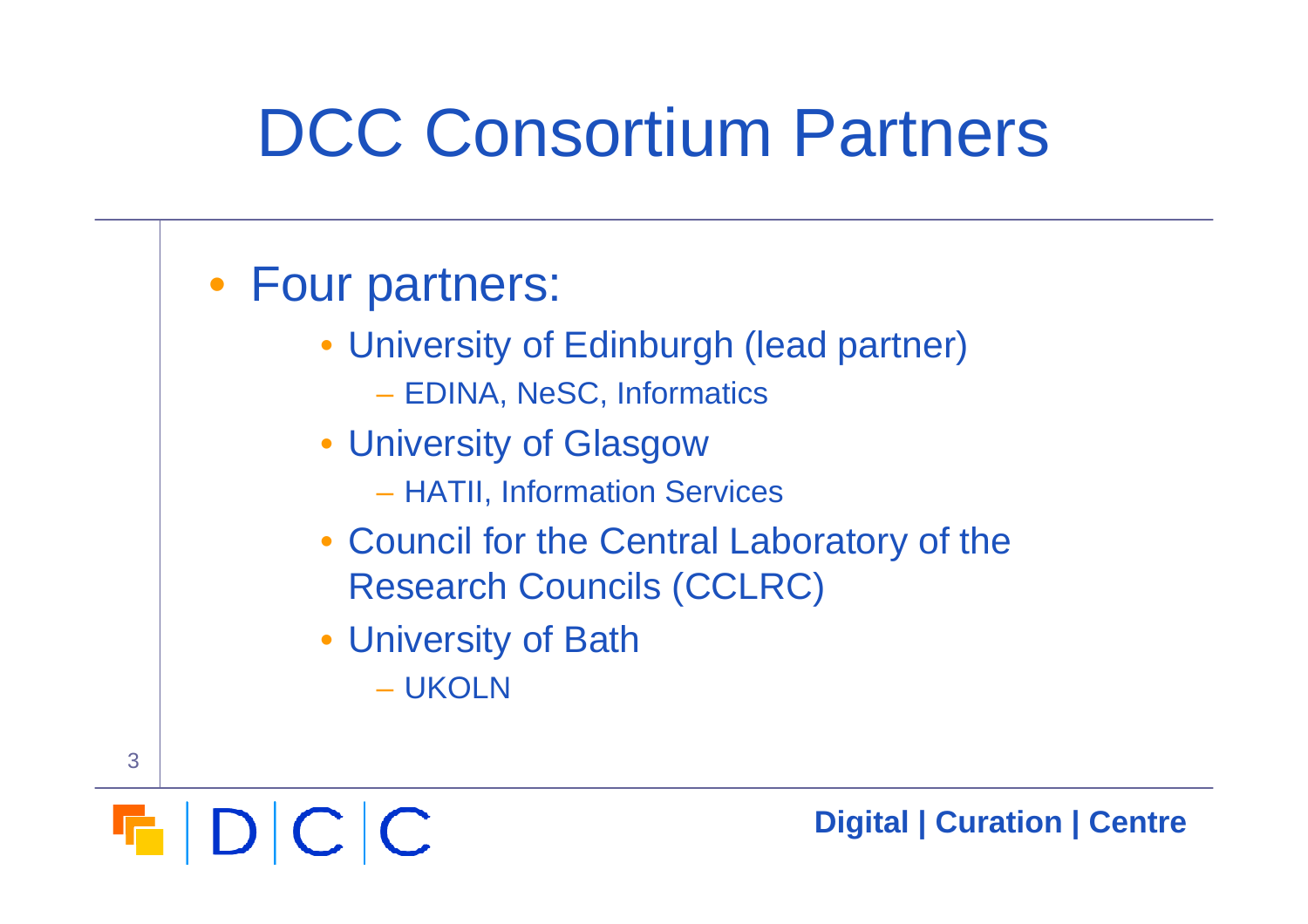# DCC Consortium Partners

- Four partners:
  - University of Edinburgh (lead partner)
    - EDINA, NeSC, Informatics
  - University of Glasgow
    - HATII, Information Services
  - Council for the Central Laboratory of the Research Councils (CCLRC)
  - University of Bath
    - UKOLN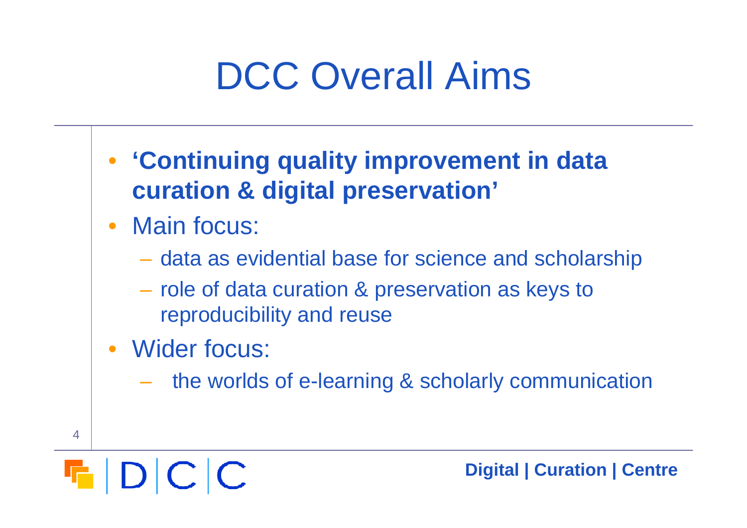# DCC Overall Aims

- **'Continuing quality improvement in data curation & digital preservation'**
- Main focus:
  - data as evidential base for science and scholarship
  - role of data curation & preservation as keys to reproducibility and reuse
- Wider focus:
  - the worlds of e-learning & scholarly communication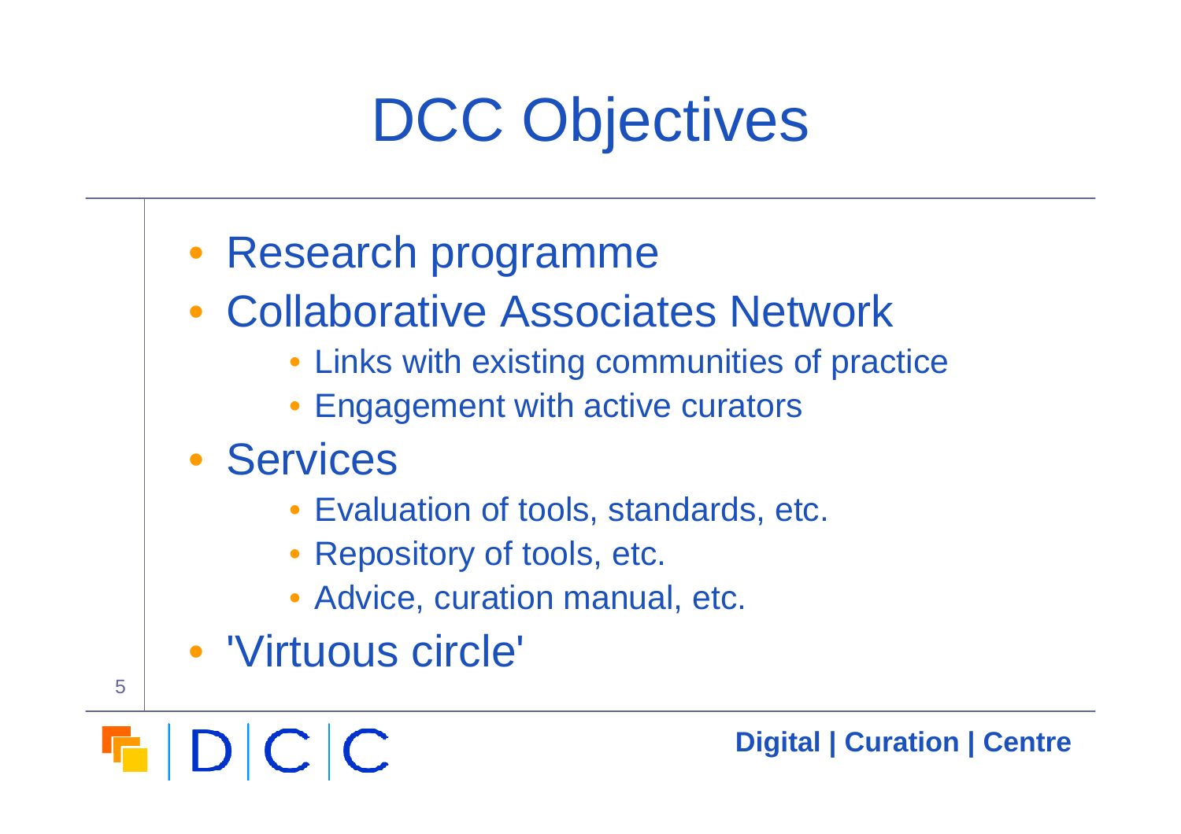# DCC Objectives

- Research programme
- Collaborative Associates Network
  - Links with existing communities of practice
  - Engagement with active curators
- Services
  - Evaluation of tools, standards, etc.
  - Repository of tools, etc.
  - Advice, curation manual, etc.
- 'Virtuous circle'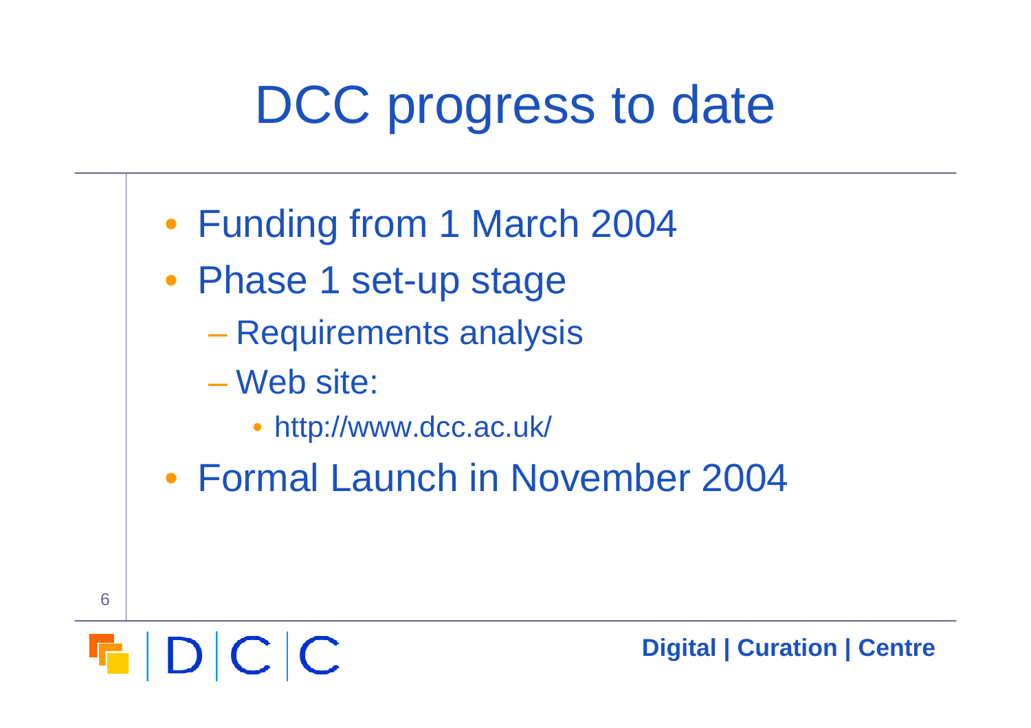# DCC progress to date

- Funding from 1 March 2004
- Phase 1 set-up stage
  - Requirements analysis
  - Web site:
    - http://www.dcc.ac.uk/
- Formal Launch in November 2004